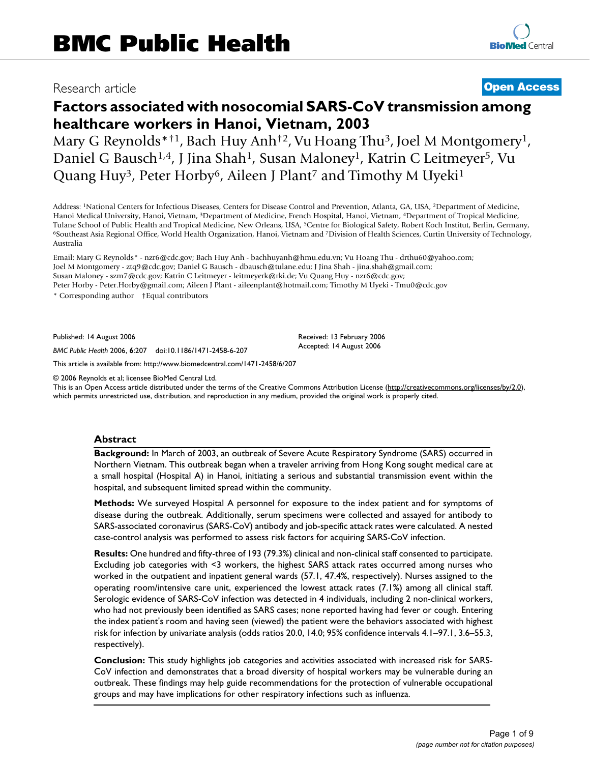# BMC Public Health

Research article

**Open Access**

# Factors associated with nosocomial SARS-CoV transmission among healthcare workers in Hanoi, Vietnam, 2003

Mary G Reynolds*†[1], Bach Huy Anh†[2], Vu Hoang Thu[3], Joel M Montgomery[1], Daniel G Bausch[1,4], J Jina Shah[1], Susan Maloney[1], Katrin C Leitmeyer[5], Vu Quang Huy[3], Peter Horby[6], Aileen J Plant[7] and Timothy M Uyeki[1]

Address: [1]National Centers for Infectious Diseases, Centers for Disease Control and Prevention, Atlanta, GA, USA, [2]Department of Medicine, Hanoi Medical University, Hanoi, Vietnam, [3]Department of Medicine, French Hospital, Hanoi, Vietnam, [4]Department of Tropical Medicine, Tulane School of Public Health and Tropical Medicine, New Orleans, USA, [5]Centre for Biological Safety, Robert Koch Institut, Berlin, Germany, [6]Southeast Asia Regional Office, World Health Organization, Hanoi, Vietnam and [7]Division of Health Sciences, Curtin University of Technology, Australia

Email: Mary G Reynolds* - nzr6@cdc.gov; Bach Huy Anh - bachhuyanh@hmu.edu.vn; Vu Hoang Thu - drthu60@yahoo.com; Joel M Montgomery - ztq9@cdc.gov; Daniel G Bausch - dbausch@tulane.edu; J Jina Shah - jina.shah@gmail.com; Susan Maloney - szm7@cdc.gov; Katrin C Leitmeyer - leitmeyerk@rki.de; Vu Quang Huy - nzr6@cdc.gov; Peter Horby - Peter.Horby@gmail.com; Aileen J Plant - aileenplant@hotmail.com; Timothy M Uyeki - Tmu0@cdc.gov

* Corresponding author †Equal contributors

Published: 14 August 2006

*BMC Public Health* 2006, **6**:207 doi:10.1186/1471-2458-6-207

Received: 13 February 2006
Accepted: 14 August 2006

This article is available from: http://www.biomedcentral.com/1471-2458/6/207

© 2006 Reynolds et al; licensee BioMed Central Ltd.
This is an Open Access article distributed under the terms of the Creative Commons Attribution License (http://creativecommons.org/licenses/by/2.0), which permits unrestricted use, distribution, and reproduction in any medium, provided the original work is properly cited.

## Abstract

**Background:** In March of 2003, an outbreak of Severe Acute Respiratory Syndrome (SARS) occurred in Northern Vietnam. This outbreak began when a traveler arriving from Hong Kong sought medical care at a small hospital (Hospital A) in Hanoi, initiating a serious and substantial transmission event within the hospital, and subsequent limited spread within the community.

**Methods:** We surveyed Hospital A personnel for exposure to the index patient and for symptoms of disease during the outbreak. Additionally, serum specimens were collected and assayed for antibody to SARS-associated coronavirus (SARS-CoV) antibody and job-specific attack rates were calculated. A nested case-control analysis was performed to assess risk factors for acquiring SARS-CoV infection.

**Results:** One hundred and fifty-three of 193 (79.3%) clinical and non-clinical staff consented to participate. Excluding job categories with <3 workers, the highest SARS attack rates occurred among nurses who worked in the outpatient and inpatient general wards (57.1, 47.4%, respectively). Nurses assigned to the operating room/intensive care unit, experienced the lowest attack rates (7.1%) among all clinical staff. Serologic evidence of SARS-CoV infection was detected in 4 individuals, including 2 non-clinical workers, who had not previously been identified as SARS cases; none reported having had fever or cough. Entering the index patient's room and having seen (viewed) the patient were the behaviors associated with highest risk for infection by univariate analysis (odds ratios 20.0, 14.0; 95% confidence intervals 4.1–97.1, 3.6–55.3, respectively).

**Conclusion:** This study highlights job categories and activities associated with increased risk for SARS-CoV infection and demonstrates that a broad diversity of hospital workers may be vulnerable during an outbreak. These findings may help guide recommendations for the protection of vulnerable occupational groups and may have implications for other respiratory infections such as influenza.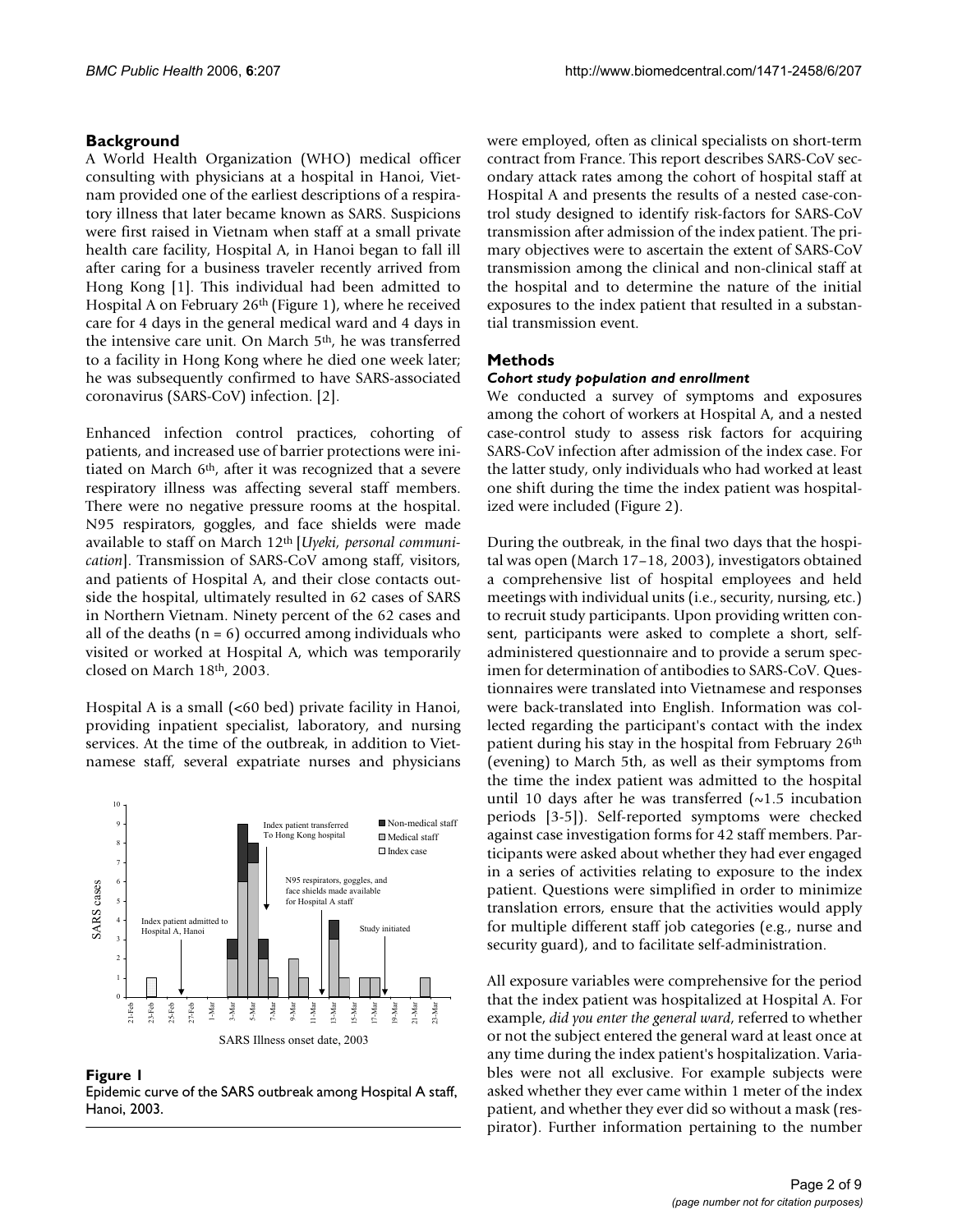## Background

A World Health Organization (WHO) medical officer consulting with physicians at a hospital in Hanoi, Vietnam provided one of the earliest descriptions of a respiratory illness that later became known as SARS. Suspicions were first raised in Vietnam when staff at a small private health care facility, Hospital A, in Hanoi began to fall ill after caring for a business traveler recently arrived from Hong Kong [1]. This individual had been admitted to Hospital A on February 26th (Figure 1), where he received care for 4 days in the general medical ward and 4 days in the intensive care unit. On March 5th, he was transferred to a facility in Hong Kong where he died one week later; he was subsequently confirmed to have SARS-associated coronavirus (SARS-CoV) infection. [2].

Enhanced infection control practices, cohorting of patients, and increased use of barrier protections were initiated on March 6th, after it was recognized that a severe respiratory illness was affecting several staff members. There were no negative pressure rooms at the hospital. N95 respirators, goggles, and face shields were made available to staff on March 12th [*Uyeki, personal communication*]. Transmission of SARS-CoV among staff, visitors, and patients of Hospital A, and their close contacts outside the hospital, ultimately resulted in 62 cases of SARS in Northern Vietnam. Ninety percent of the 62 cases and all of the deaths (n = 6) occurred among individuals who visited or worked at Hospital A, which was temporarily closed on March 18th, 2003.

Hospital A is a small (<60 bed) private facility in Hanoi, providing inpatient specialist, laboratory, and nursing services. At the time of the outbreak, in addition to Vietnamese staff, several expatriate nurses and physicians were employed, often as clinical specialists on short-term contract from France. This report describes SARS-CoV secondary attack rates among the cohort of hospital staff at Hospital A and presents the results of a nested case-control study designed to identify risk-factors for SARS-CoV transmission after admission of the index patient. The primary objectives were to ascertain the extent of SARS-CoV transmission among the clinical and non-clinical staff at the hospital and to determine the nature of the initial exposures to the index patient that resulted in a substantial transmission event.

**Figure 1**
Epidemic curve of the SARS outbreak among Hospital A staff, Hanoi, 2003.

## Methods

### *Cohort study population and enrollment*

We conducted a survey of symptoms and exposures among the cohort of workers at Hospital A, and a nested case-control study to assess risk factors for acquiring SARS-CoV infection after admission of the index case. For the latter study, only individuals who had worked at least one shift during the time the index patient was hospitalized were included (Figure 2).

During the outbreak, in the final two days that the hospital was open (March 17–18, 2003), investigators obtained a comprehensive list of hospital employees and held meetings with individual units (i.e., security, nursing, etc.) to recruit study participants. Upon providing written consent, participants were asked to complete a short, self-administered questionnaire and to provide a serum specimen for determination of antibodies to SARS-CoV. Questionnaires were translated into Vietnamese and responses were back-translated into English. Information was collected regarding the participant's contact with the index patient during his stay in the hospital from February 26th (evening) to March 5th, as well as their symptoms from the time the index patient was admitted to the hospital until 10 days after he was transferred (~1.5 incubation periods [3-5]). Self-reported symptoms were checked against case investigation forms for 42 staff members. Participants were asked about whether they had ever engaged in a series of activities relating to exposure to the index patient. Questions were simplified in order to minimize translation errors, ensure that the activities would apply for multiple different staff job categories (e.g., nurse and security guard), and to facilitate self-administration.

All exposure variables were comprehensive for the period that the index patient was hospitalized at Hospital A. For example, *did you enter the general ward*, referred to whether or not the subject entered the general ward at least once at any time during the index patient's hospitalization. Variables were not all exclusive. For example subjects were asked whether they ever came within 1 meter of the index patient, and whether they ever did so without a mask (respirator). Further information pertaining to the number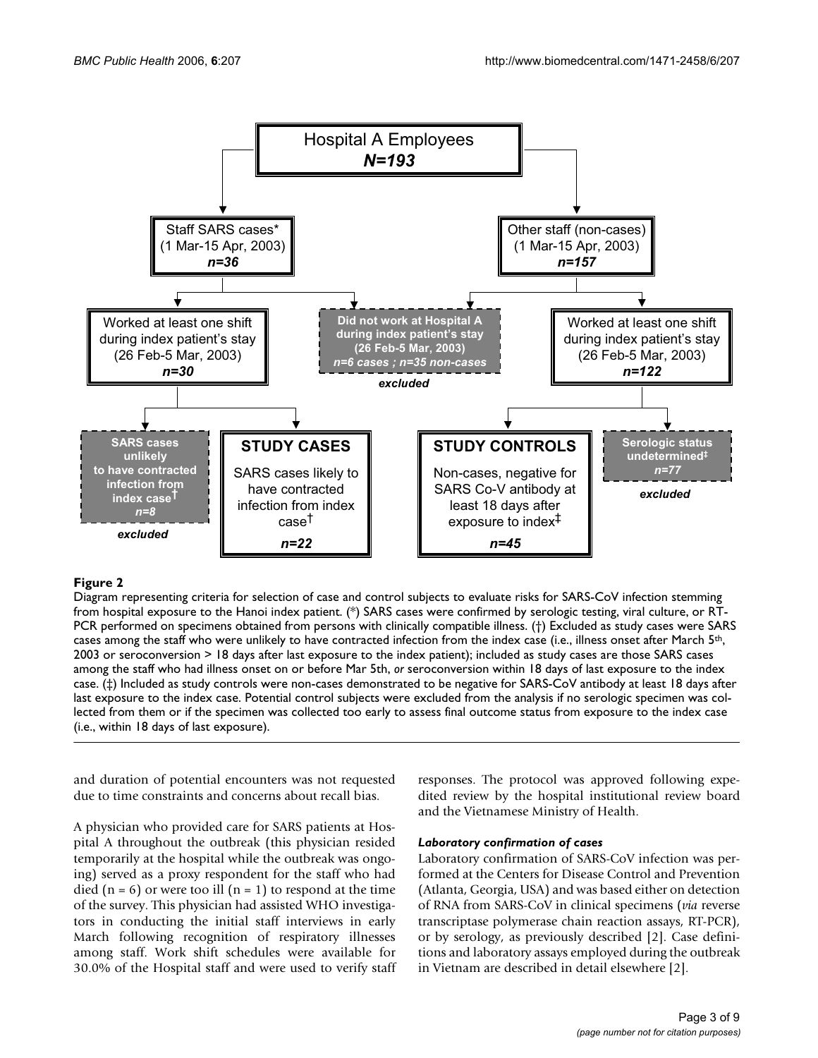Hospital A Employees
*N=193*

Staff SARS cases* (1 Mar-15 Apr, 2003) *n=36*

Other staff (non-cases) (1 Mar-15 Apr, 2003) *n=157*

Worked at least one shift during index patient's stay (26 Feb-5 Mar, 2003) *n=30*

**Did not work at Hospital A during index patient's stay (26 Feb-5 Mar, 2003)** ***n=6 cases ; n=35 non-cases***
*excluded*

Worked at least one shift during index patient's stay (26 Feb-5 Mar, 2003) *n=122*

**SARS cases unlikely to have contracted infection from index case†** ***n=8***
*excluded*

**STUDY CASES**
SARS cases likely to have contracted infection from index case†
*n=22*

**STUDY CONTROLS**
Non-cases, negative for SARS Co-V antibody at least 18 days after exposure to index‡
*n=45*

**Serologic status undetermined‡** ***n=77***
*excluded*

**Figure 2**

Diagram representing criteria for selection of case and control subjects to evaluate risks for SARS-CoV infection stemming from hospital exposure to the Hanoi index patient. (*) SARS cases were confirmed by serologic testing, viral culture, or RT-PCR performed on specimens obtained from persons with clinically compatible illness. (†) Excluded as study cases were SARS cases among the staff who were unlikely to have contracted infection from the index case (i.e., illness onset after March 5th, 2003 or seroconversion > 18 days after last exposure to the index patient); included as study cases are those SARS cases among the staff who had illness onset on or before Mar 5th, *or* seroconversion within 18 days of last exposure to the index case. (‡) Included as study controls were non-cases demonstrated to be negative for SARS-CoV antibody at least 18 days after last exposure to the index case. Potential control subjects were excluded from the analysis if no serologic specimen was collected from them or if the specimen was collected too early to assess final outcome status from exposure to the index case (i.e., within 18 days of last exposure).

and duration of potential encounters was not requested due to time constraints and concerns about recall bias.

A physician who provided care for SARS patients at Hospital A throughout the outbreak (this physician resided temporarily at the hospital while the outbreak was ongoing) served as a proxy respondent for the staff who had died (n = 6) or were too ill (n = 1) to respond at the time of the survey. This physician had assisted WHO investigators in conducting the initial staff interviews in early March following recognition of respiratory illnesses among staff. Work shift schedules were available for 30.0% of the Hospital staff and were used to verify staff responses. The protocol was approved following expedited review by the hospital institutional review board and the Vietnamese Ministry of Health.

#### *Laboratory confirmation of cases*

Laboratory confirmation of SARS-CoV infection was performed at the Centers for Disease Control and Prevention (Atlanta, Georgia, USA) and was based either on detection of RNA from SARS-CoV in clinical specimens (*via* reverse transcriptase polymerase chain reaction assays, RT-PCR), or by serology, as previously described [2]. Case definitions and laboratory assays employed during the outbreak in Vietnam are described in detail elsewhere [2].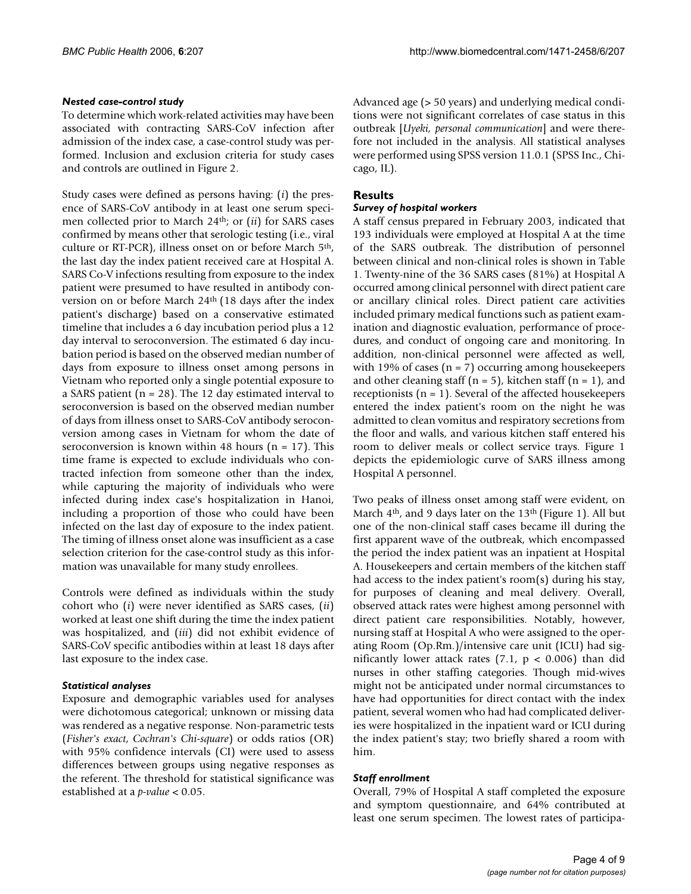#### *Nested case-control study*

To determine which work-related activities may have been associated with contracting SARS-CoV infection after admission of the index case, a case-control study was performed. Inclusion and exclusion criteria for study cases and controls are outlined in Figure 2.

Study cases were defined as persons having: (*i*) the presence of SARS-CoV antibody in at least one serum specimen collected prior to March 24th; or (*ii*) for SARS cases confirmed by means other that serologic testing (i.e., viral culture or RT-PCR), illness onset on or before March 5th, the last day the index patient received care at Hospital A. SARS Co-V infections resulting from exposure to the index patient were presumed to have resulted in antibody conversion on or before March 24th (18 days after the index patient's discharge) based on a conservative estimated timeline that includes a 6 day incubation period plus a 12 day interval to seroconversion. The estimated 6 day incubation period is based on the observed median number of days from exposure to illness onset among persons in Vietnam who reported only a single potential exposure to a SARS patient (n = 28). The 12 day estimated interval to seroconversion is based on the observed median number of days from illness onset to SARS-CoV antibody seroconversion among cases in Vietnam for whom the date of seroconversion is known within 48 hours (n = 17). This time frame is expected to exclude individuals who contracted infection from someone other than the index, while capturing the majority of individuals who were infected during index case's hospitalization in Hanoi, including a proportion of those who could have been infected on the last day of exposure to the index patient. The timing of illness onset alone was insufficient as a case selection criterion for the case-control study as this information was unavailable for many study enrollees.

Controls were defined as individuals within the study cohort who (*i*) were never identified as SARS cases, (*ii*) worked at least one shift during the time the index patient was hospitalized, and (*iii*) did not exhibit evidence of SARS-CoV specific antibodies within at least 18 days after last exposure to the index case.

#### *Statistical analyses*

Exposure and demographic variables used for analyses were dichotomous categorical; unknown or missing data was rendered as a negative response. Non-parametric tests (*Fisher's exact, Cochran's Chi-square*) or odds ratios (OR) with 95% confidence intervals (CI) were used to assess differences between groups using negative responses as the referent. The threshold for statistical significance was established at a *p-value* < 0.05.

Advanced age (> 50 years) and underlying medical conditions were not significant correlates of case status in this outbreak [*Uyeki, personal communication*] and were therefore not included in the analysis. All statistical analyses were performed using SPSS version 11.0.1 (SPSS Inc., Chicago, IL).

### Results

#### *Survey of hospital workers*

A staff census prepared in February 2003, indicated that 193 individuals were employed at Hospital A at the time of the SARS outbreak. The distribution of personnel between clinical and non-clinical roles is shown in Table 1. Twenty-nine of the 36 SARS cases (81%) at Hospital A occurred among clinical personnel with direct patient care or ancillary clinical roles. Direct patient care activities included primary medical functions such as patient examination and diagnostic evaluation, performance of procedures, and conduct of ongoing care and monitoring. In addition, non-clinical personnel were affected as well, with 19% of cases (n = 7) occurring among housekeepers and other cleaning staff (n = 5), kitchen staff (n = 1), and receptionists (n = 1). Several of the affected housekeepers entered the index patient's room on the night he was admitted to clean vomitus and respiratory secretions from the floor and walls, and various kitchen staff entered his room to deliver meals or collect service trays. Figure 1 depicts the epidemiologic curve of SARS illness among Hospital A personnel.

Two peaks of illness onset among staff were evident, on March 4th, and 9 days later on the 13th (Figure 1). All but one of the non-clinical staff cases became ill during the first apparent wave of the outbreak, which encompassed the period the index patient was an inpatient at Hospital A. Housekeepers and certain members of the kitchen staff had access to the index patient's room(s) during his stay, for purposes of cleaning and meal delivery. Overall, observed attack rates were highest among personnel with direct patient care responsibilities. Notably, however, nursing staff at Hospital A who were assigned to the operating Room (Op.Rm.)/intensive care unit (ICU) had significantly lower attack rates (7.1, $p < 0.006$) than did nurses in other staffing categories. Though mid-wives might not be anticipated under normal circumstances to have had opportunities for direct contact with the index patient, several women who had had complicated deliveries were hospitalized in the inpatient ward or ICU during the index patient's stay; two briefly shared a room with him.

#### *Staff enrollment*

Overall, 79% of Hospital A staff completed the exposure and symptom questionnaire, and 64% contributed at least one serum specimen. The lowest rates of participa-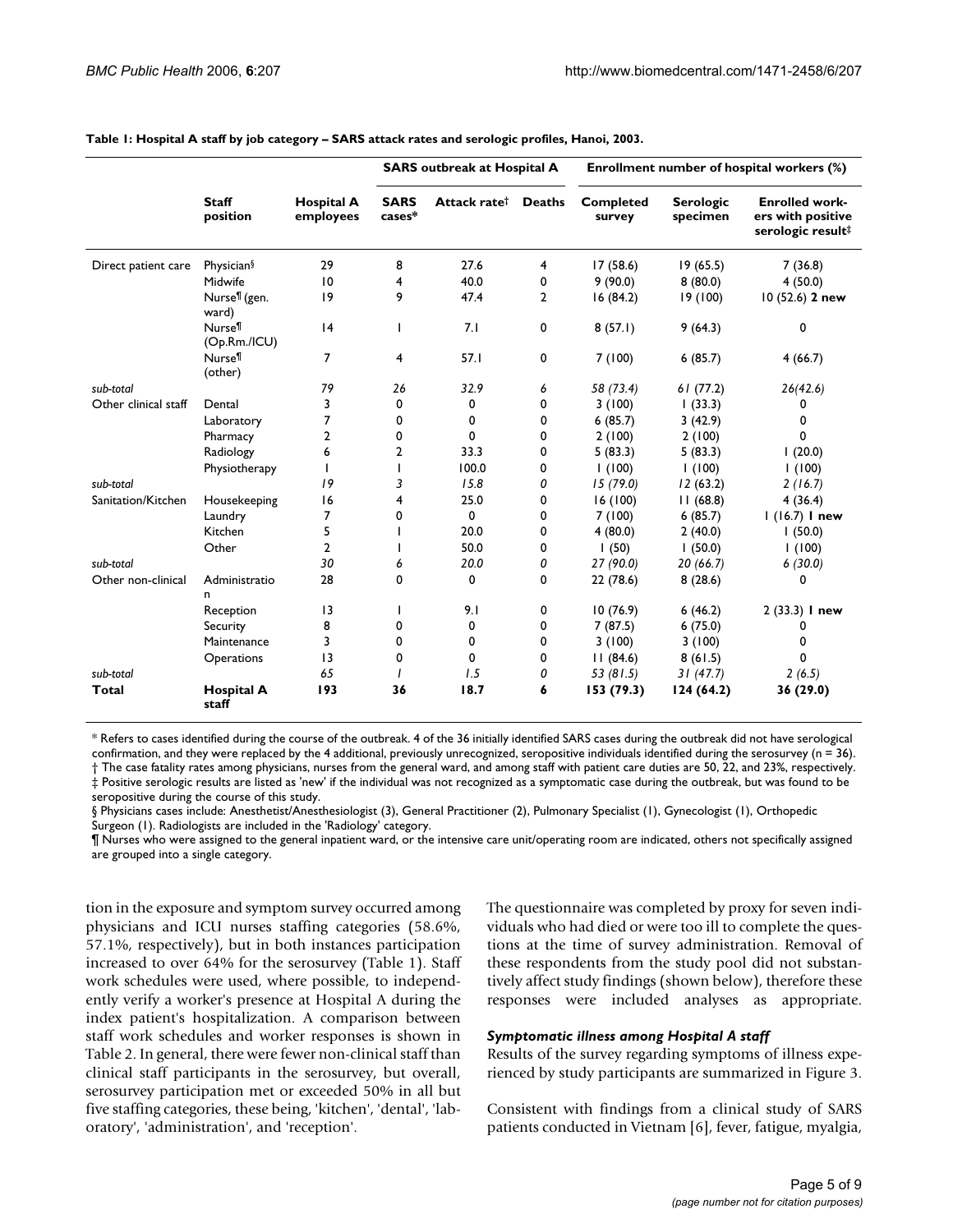**Table 1: Hospital A staff by job category – SARS attack rates and serologic profiles, Hanoi, 2003.**

| | Staff position | Hospital A employees | SARS outbreak at Hospital A | | | Enrollment number of hospital workers (%) | | |
|---|---|---|---|---|---|---|---|---|
| | | | SARS cases* | Attack rate† | Deaths | Completed survey | Serologic specimen | Enrolled workers with positive serologic result‡ |
| Direct patient care | Physician§ | 29 | 8 | 27.6 | 4 | 17 (58.6) | 19 (65.5) | 7 (36.8) |
| | Midwife | 10 | 4 | 40.0 | 0 | 9 (90.0) | 8 (80.0) | 4 (50.0) |
| | Nurse¶ (gen. ward) | 19 | 9 | 47.4 | 2 | 16 (84.2) | 19 (100) | 10 (52.6) **2 new** |
| | Nurse¶ (Op.Rm./ICU) | 14 | 1 | 7.1 | 0 | 8 (57.1) | 9 (64.3) | 0 |
| | Nurse¶ (other) | 7 | 4 | 57.1 | 0 | 7 (100) | 6 (85.7) | 4 (66.7) |
| *sub-total* | | *79* | *26* | *32.9* | *6* | *58 (73.4)* | *61 (77.2)* | *26(42.6)* |
| Other clinical staff | Dental | 3 | 0 | 0 | 0 | 3 (100) | 1 (33.3) | 0 |
| | Laboratory | 7 | 0 | 0 | 0 | 6 (85.7) | 3 (42.9) | 0 |
| | Pharmacy | 2 | 0 | 0 | 0 | 2 (100) | 2 (100) | 0 |
| | Radiology | 6 | 2 | 33.3 | 0 | 5 (83.3) | 5 (83.3) | 1 (20.0) |
| | Physiotherapy | 1 | 1 | 100.0 | 0 | 1 (100) | 1 (100) | 1 (100) |
| *sub-total* | | *19* | *3* | *15.8* | *0* | *15 (79.0)* | *12 (63.2)* | *2 (16.7)* |
| Sanitation/Kitchen | Housekeeping | 16 | 4 | 25.0 | 0 | 16 (100) | 11 (68.8) | 4 (36.4) |
| | Laundry | 7 | 0 | 0 | 0 | 7 (100) | 6 (85.7) | 1 (16.7) **1 new** |
| | Kitchen | 5 | 1 | 20.0 | 0 | 4 (80.0) | 2 (40.0) | 1 (50.0) |
| | Other | 2 | 1 | 50.0 | 0 | 1 (50) | 1 (50.0) | 1 (100) |
| *sub-total* | | *30* | *6* | *20.0* | *0* | *27 (90.0)* | *20 (66.7)* | *6 (30.0)* |
| Other non-clinical | Administration | 28 | 0 | 0 | 0 | 22 (78.6) | 8 (28.6) | 0 |
| | Reception | 13 | 1 | 9.1 | 0 | 10 (76.9) | 6 (46.2) | 2 (33.3) **1 new** |
| | Security | 8 | 0 | 0 | 0 | 7 (87.5) | 6 (75.0) | 0 |
| | Maintenance | 3 | 0 | 0 | 0 | 3 (100) | 3 (100) | 0 |
| | Operations | 13 | 0 | 0 | 0 | 11 (84.6) | 8 (61.5) | 0 |
| *sub-total* | | *65* | *1* | *1.5* | *0* | *53 (81.5)* | *31 (47.7)* | *2 (6.5)* |
| **Total** | **Hospital A staff** | **193** | **36** | **18.7** | **6** | **153 (79.3)** | **124 (64.2)** | **36 (29.0)** |

\* Refers to cases identified during the course of the outbreak. 4 of the 36 initially identified SARS cases during the outbreak did not have serological confirmation, and they were replaced by the 4 additional, previously unrecognized, seropositive individuals identified during the serosurvey (n = 36).
† The case fatality rates among physicians, nurses from the general ward, and among staff with patient care duties are 50, 22, and 23%, respectively.
‡ Positive serologic results are listed as 'new' if the individual was not recognized as a symptomatic case during the outbreak, but was found to be seropositive during the course of this study.
§ Physicians cases include: Anesthetist/Anesthesiologist (3), General Practitioner (2), Pulmonary Specialist (1), Gynecologist (1), Orthopedic Surgeon (1). Radiologists are included in the 'Radiology' category.
¶ Nurses who were assigned to the general inpatient ward, or the intensive care unit/operating room are indicated, others not specifically assigned are grouped into a single category.

tion in the exposure and symptom survey occurred among physicians and ICU nurses staffing categories (58.6%, 57.1%, respectively), but in both instances participation increased to over 64% for the serosurvey (Table 1). Staff work schedules were used, where possible, to independently verify a worker's presence at Hospital A during the index patient's hospitalization. A comparison between staff work schedules and worker responses is shown in Table 2. In general, there were fewer non-clinical staff than clinical staff participants in the serosurvey, but overall, serosurvey participation met or exceeded 50% in all but five staffing categories, these being, 'kitchen', 'dental', 'laboratory', 'administration', and 'reception'.

The questionnaire was completed by proxy for seven individuals who had died or were too ill to complete the questions at the time of survey administration. Removal of these respondents from the study pool did not substantively affect study findings (shown below), therefore these responses were included analyses as appropriate.

### *Symptomatic illness among Hospital A staff*

Results of the survey regarding symptoms of illness experienced by study participants are summarized in Figure 3.

Consistent with findings from a clinical study of SARS patients conducted in Vietnam [6], fever, fatigue, myalgia,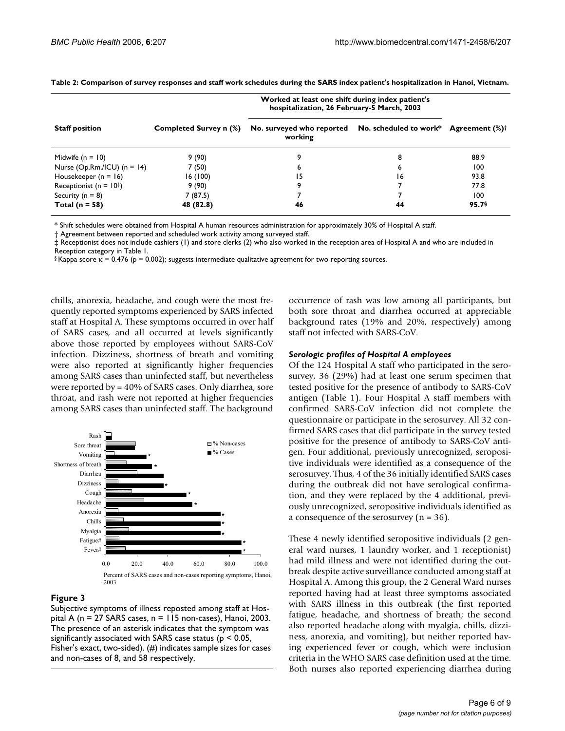**Table 2: Comparison of survey responses and staff work schedules during the SARS index patient's hospitalization in Hanoi, Vietnam.**

| Staff position | Completed Survey n (%) | Worked at least one shift during index patient's hospitalization, 26 February-5 March, 2003 | | |
|---|---|---|---|---|
| | | No. surveyed who reported working | No. scheduled to work* | Agreement (%)† |
| Midwife (n = 10) | 9 (90) | 9 | 8 | 88.9 |
| Nurse (Op.Rm./ICU) (n = 14) | 7 (50) | 6 | 6 | 100 |
| Housekeeper (n = 16) | 16 (100) | 15 | 16 | 93.8 |
| Receptionist (n = 10‡) | 9 (90) | 9 | 7 | 77.8 |
| Security (n = 8) | 7 (87.5) | 7 | 7 | 100 |
| **Total (n = 58)** | **48 (82.8)** | **46** | **44** | **95.7§** |

\* Shift schedules were obtained from Hospital A human resources administration for approximately 30% of Hospital A staff.

† Agreement between reported and scheduled work activity among surveyed staff.

‡ Receptionist does not include cashiers (1) and store clerks (2) who also worked in the reception area of Hospital A and who are included in Reception category in Table 1.

§ Kappa score $\kappa = 0.476$ ($p = 0.002$); suggests intermediate qualitative agreement for two reporting sources.

chills, anorexia, headache, and cough were the most frequently reported symptoms experienced by SARS infected staff at Hospital A. These symptoms occurred in over half of SARS cases, and all occurred at levels significantly above those reported by employees without SARS-CoV infection. Dizziness, shortness of breath and vomiting were also reported at significantly higher frequencies among SARS cases than uninfected staff, but nevertheless were reported by = 40% of SARS cases. Only diarrhea, sore throat, and rash were not reported at higher frequencies among SARS cases than uninfected staff. The background occurrence of rash was low among all participants, but both sore throat and diarrhea occurred at appreciable background rates (19% and 20%, respectively) among staff not infected with SARS-CoV.

**Figure 3**

Subjective symptoms of illness reposted among staff at Hospital A (n = 27 SARS cases, n = 115 non-cases), Hanoi, 2003. The presence of an asterisk indicates that the symptom was significantly associated with SARS case status ($p < 0.05$, Fisher's exact, two-sided). (#) indicates sample sizes for cases and non-cases of 8, and 58 respectively.

### *Serologic profiles of Hospital A employees*

Of the 124 Hospital A staff who participated in the serosurvey, 36 (29%) had at least one serum specimen that tested positive for the presence of antibody to SARS-CoV antigen (Table 1). Four Hospital A staff members with confirmed SARS-CoV infection did not complete the questionnaire or participate in the serosurvey. All 32 confirmed SARS cases that did participate in the survey tested positive for the presence of antibody to SARS-CoV antigen. Four additional, previously unrecognized, seropositive individuals were identified as a consequence of the serosurvey. Thus, 4 of the 36 initially identified SARS cases during the outbreak did not have serological confirmation, and they were replaced by the 4 additional, previously unrecognized, seropositive individuals identified as a consequence of the serosurvey (n = 36).

These 4 newly identified seropositive individuals (2 general ward nurses, 1 laundry worker, and 1 receptionist) had mild illness and were not identified during the outbreak despite active surveillance conducted among staff at Hospital A. Among this group, the 2 General Ward nurses reported having had at least three symptoms associated with SARS illness in this outbreak (the first reported fatigue, headache, and shortness of breath; the second also reported headache along with myalgia, chills, dizziness, anorexia, and vomiting), but neither reported having experienced fever or cough, which were inclusion criteria in the WHO SARS case definition used at the time. Both nurses also reported experiencing diarrhea during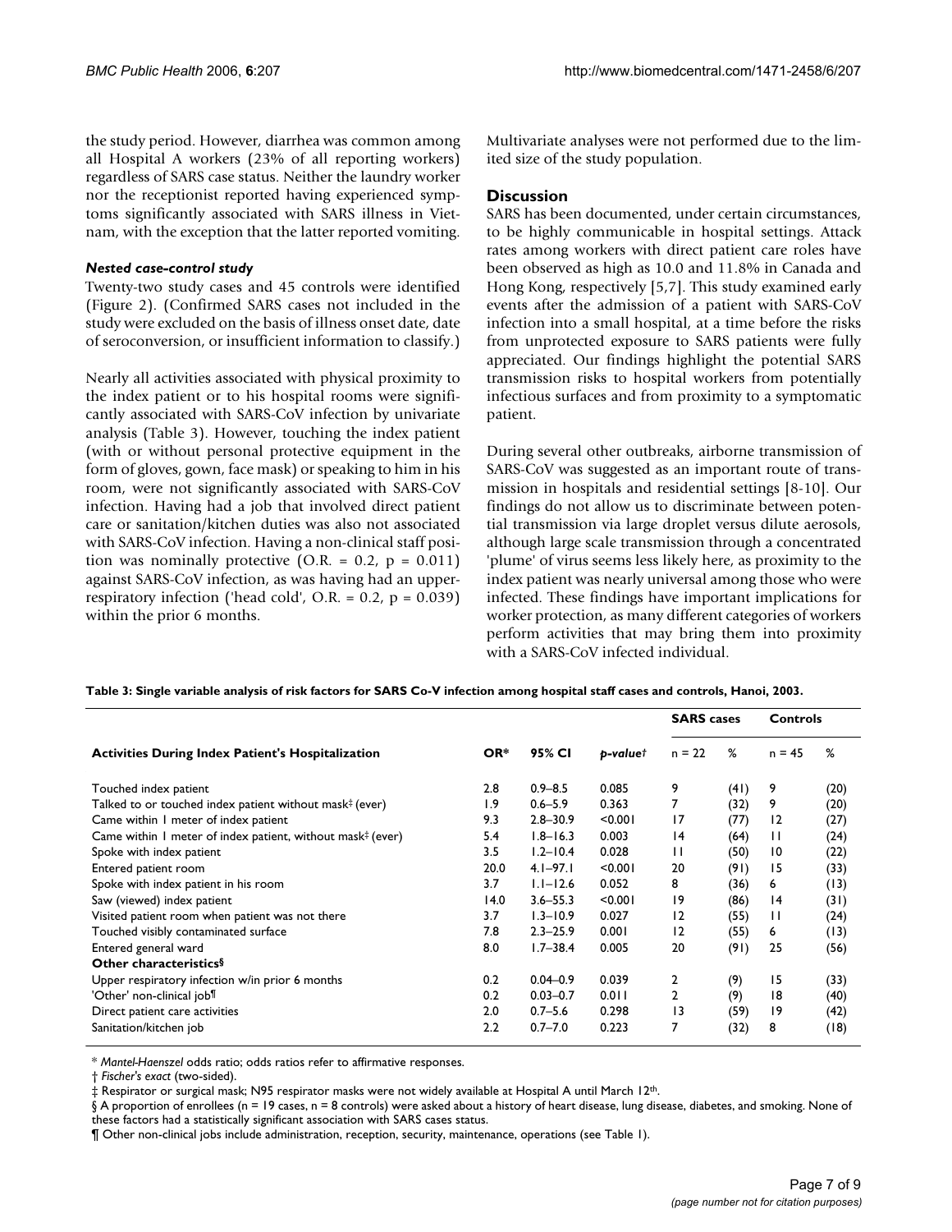the study period. However, diarrhea was common among all Hospital A workers (23% of all reporting workers) regardless of SARS case status. Neither the laundry worker nor the receptionist reported having experienced symptoms significantly associated with SARS illness in Vietnam, with the exception that the latter reported vomiting.

### *Nested case-control study*

Twenty-two study cases and 45 controls were identified (Figure 2). (Confirmed SARS cases not included in the study were excluded on the basis of illness onset date, date of seroconversion, or insufficient information to classify.)

Nearly all activities associated with physical proximity to the index patient or to his hospital rooms were significantly associated with SARS-CoV infection by univariate analysis (Table 3). However, touching the index patient (with or without personal protective equipment in the form of gloves, gown, face mask) or speaking to him in his room, were not significantly associated with SARS-CoV infection. Having had a job that involved direct patient care or sanitation/kitchen duties was also not associated with SARS-CoV infection. Having a non-clinical staff position was nominally protective (O.R. = 0.2, $p = 0.011$) against SARS-CoV infection, as was having had an upper-respiratory infection ('head cold', O.R. = 0.2, $p = 0.039$) within the prior 6 months.

Multivariate analyses were not performed due to the limited size of the study population.

## Discussion

SARS has been documented, under certain circumstances, to be highly communicable in hospital settings. Attack rates among workers with direct patient care roles have been observed as high as 10.0 and 11.8% in Canada and Hong Kong, respectively [5,7]. This study examined early events after the admission of a patient with SARS-CoV infection into a small hospital, at a time before the risks from unprotected exposure to SARS patients were fully appreciated. Our findings highlight the potential SARS transmission risks to hospital workers from potentially infectious surfaces and from proximity to a symptomatic patient.

During several other outbreaks, airborne transmission of SARS-CoV was suggested as an important route of transmission in hospitals and residential settings [8-10]. Our findings do not allow us to discriminate between potential transmission via large droplet versus dilute aerosols, although large scale transmission through a concentrated 'plume' of virus seems less likely here, as proximity to the index patient was nearly universal among those who were infected. These findings have important implications for worker protection, as many different categories of workers perform activities that may bring them into proximity with a SARS-CoV infected individual.

**Table 3: Single variable analysis of risk factors for SARS Co-V infection among hospital staff cases and controls, Hanoi, 2003.**

| | | | | SARS cases | | Controls | |
|---|---|---|---|---|---|---|---|
| **Activities During Index Patient's Hospitalization** | **OR*** | **95% CI** | ***p-value*†** | n = 22 | % | n = 45 | % |
| Touched index patient | 2.8 | 0.9–8.5 | 0.085 | 9 | (41) | 9 | (20) |
| Talked to or touched index patient without mask‡ (ever) | 1.9 | 0.6–5.9 | 0.363 | 7 | (32) | 9 | (20) |
| Came within 1 meter of index patient | 9.3 | 2.8–30.9 | <0.001 | 17 | (77) | 12 | (27) |
| Came within 1 meter of index patient, without mask‡ (ever) | 5.4 | 1.8–16.3 | 0.003 | 14 | (64) | 11 | (24) |
| Spoke with index patient | 3.5 | 1.2–10.4 | 0.028 | 11 | (50) | 10 | (22) |
| Entered patient room | 20.0 | 4.1–97.1 | <0.001 | 20 | (91) | 15 | (33) |
| Spoke with index patient in his room | 3.7 | 1.1–12.6 | 0.052 | 8 | (36) | 6 | (13) |
| Saw (viewed) index patient | 14.0 | 3.6–55.3 | <0.001 | 19 | (86) | 14 | (31) |
| Visited patient room when patient was not there | 3.7 | 1.3–10.9 | 0.027 | 12 | (55) | 11 | (24) |
| Touched visibly contaminated surface | 7.8 | 2.3–25.9 | 0.001 | 12 | (55) | 6 | (13) |
| Entered general ward | 8.0 | 1.7–38.4 | 0.005 | 20 | (91) | 25 | (56) |
| **Other characteristics§** | | | | | | | |
| Upper respiratory infection w/in prior 6 months | 0.2 | 0.04–0.9 | 0.039 | 2 | (9) | 15 | (33) |
| 'Other' non-clinical job¶ | 0.2 | 0.03–0.7 | 0.011 | 2 | (9) | 18 | (40) |
| Direct patient care activities | 2.0 | 0.7–5.6 | 0.298 | 13 | (59) | 19 | (42) |
| Sanitation/kitchen job | 2.2 | 0.7–7.0 | 0.223 | 7 | (32) | 8 | (18) |

\* *Mantel-Haenszel* odds ratio; odds ratios refer to affirmative responses.

† *Fischer's exact* (two-sided).

‡ Respirator or surgical mask; N95 respirator masks were not widely available at Hospital A until March 12th.

§ A proportion of enrollees (n = 19 cases, n = 8 controls) were asked about a history of heart disease, lung disease, diabetes, and smoking. None of these factors had a statistically significant association with SARS cases status.

¶ Other non-clinical jobs include administration, reception, security, maintenance, operations (see Table 1).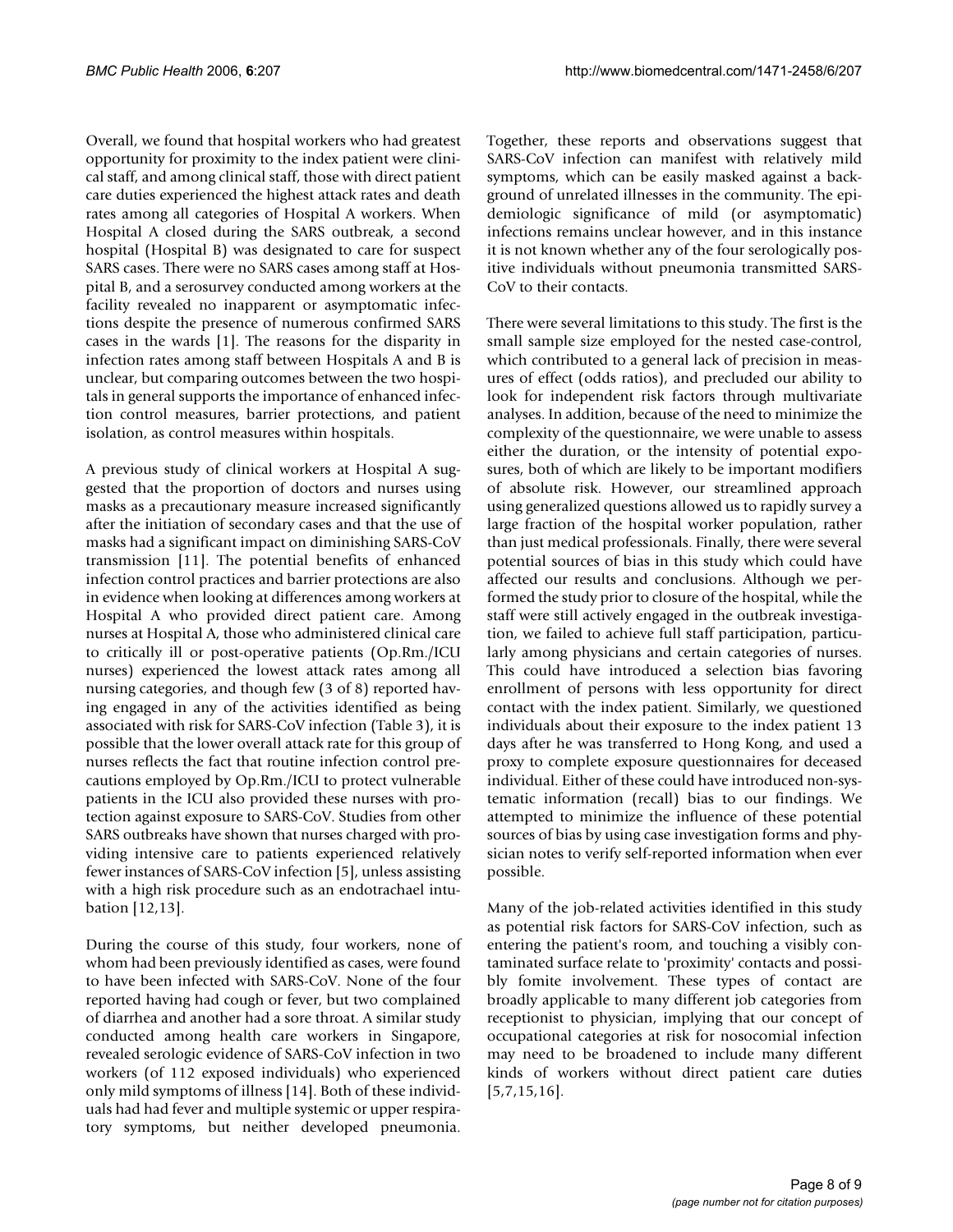Overall, we found that hospital workers who had greatest opportunity for proximity to the index patient were clinical staff, and among clinical staff, those with direct patient care duties experienced the highest attack rates and death rates among all categories of Hospital A workers. When Hospital A closed during the SARS outbreak, a second hospital (Hospital B) was designated to care for suspect SARS cases. There were no SARS cases among staff at Hospital B, and a serosurvey conducted among workers at the facility revealed no inapparent or asymptomatic infections despite the presence of numerous confirmed SARS cases in the wards [1]. The reasons for the disparity in infection rates among staff between Hospitals A and B is unclear, but comparing outcomes between the two hospitals in general supports the importance of enhanced infection control measures, barrier protections, and patient isolation, as control measures within hospitals.

A previous study of clinical workers at Hospital A suggested that the proportion of doctors and nurses using masks as a precautionary measure increased significantly after the initiation of secondary cases and that the use of masks had a significant impact on diminishing SARS-CoV transmission [11]. The potential benefits of enhanced infection control practices and barrier protections are also in evidence when looking at differences among workers at Hospital A who provided direct patient care. Among nurses at Hospital A, those who administered clinical care to critically ill or post-operative patients (Op.Rm./ICU nurses) experienced the lowest attack rates among all nursing categories, and though few (3 of 8) reported having engaged in any of the activities identified as being associated with risk for SARS-CoV infection (Table 3), it is possible that the lower overall attack rate for this group of nurses reflects the fact that routine infection control precautions employed by Op.Rm./ICU to protect vulnerable patients in the ICU also provided these nurses with protection against exposure to SARS-CoV. Studies from other SARS outbreaks have shown that nurses charged with providing intensive care to patients experienced relatively fewer instances of SARS-CoV infection [5], unless assisting with a high risk procedure such as an endotrachael intubation [12,13].

During the course of this study, four workers, none of whom had been previously identified as cases, were found to have been infected with SARS-CoV. None of the four reported having had cough or fever, but two complained of diarrhea and another had a sore throat. A similar study conducted among health care workers in Singapore, revealed serologic evidence of SARS-CoV infection in two workers (of 112 exposed individuals) who experienced only mild symptoms of illness [14]. Both of these individuals had had fever and multiple systemic or upper respiratory symptoms, but neither developed pneumonia. Together, these reports and observations suggest that SARS-CoV infection can manifest with relatively mild symptoms, which can be easily masked against a background of unrelated illnesses in the community. The epidemiologic significance of mild (or asymptomatic) infections remains unclear however, and in this instance it is not known whether any of the four serologically positive individuals without pneumonia transmitted SARS-CoV to their contacts.

There were several limitations to this study. The first is the small sample size employed for the nested case-control, which contributed to a general lack of precision in measures of effect (odds ratios), and precluded our ability to look for independent risk factors through multivariate analyses. In addition, because of the need to minimize the complexity of the questionnaire, we were unable to assess either the duration, or the intensity of potential exposures, both of which are likely to be important modifiers of absolute risk. However, our streamlined approach using generalized questions allowed us to rapidly survey a large fraction of the hospital worker population, rather than just medical professionals. Finally, there were several potential sources of bias in this study which could have affected our results and conclusions. Although we performed the study prior to closure of the hospital, while the staff were still actively engaged in the outbreak investigation, we failed to achieve full staff participation, particularly among physicians and certain categories of nurses. This could have introduced a selection bias favoring enrollment of persons with less opportunity for direct contact with the index patient. Similarly, we questioned individuals about their exposure to the index patient 13 days after he was transferred to Hong Kong, and used a proxy to complete exposure questionnaires for deceased individual. Either of these could have introduced non-systematic information (recall) bias to our findings. We attempted to minimize the influence of these potential sources of bias by using case investigation forms and physician notes to verify self-reported information when ever possible.

Many of the job-related activities identified in this study as potential risk factors for SARS-CoV infection, such as entering the patient's room, and touching a visibly contaminated surface relate to 'proximity' contacts and possibly fomite involvement. These types of contact are broadly applicable to many different job categories from receptionist to physician, implying that our concept of occupational categories at risk for nosocomial infection may need to be broadened to include many different kinds of workers without direct patient care duties [5,7,15,16].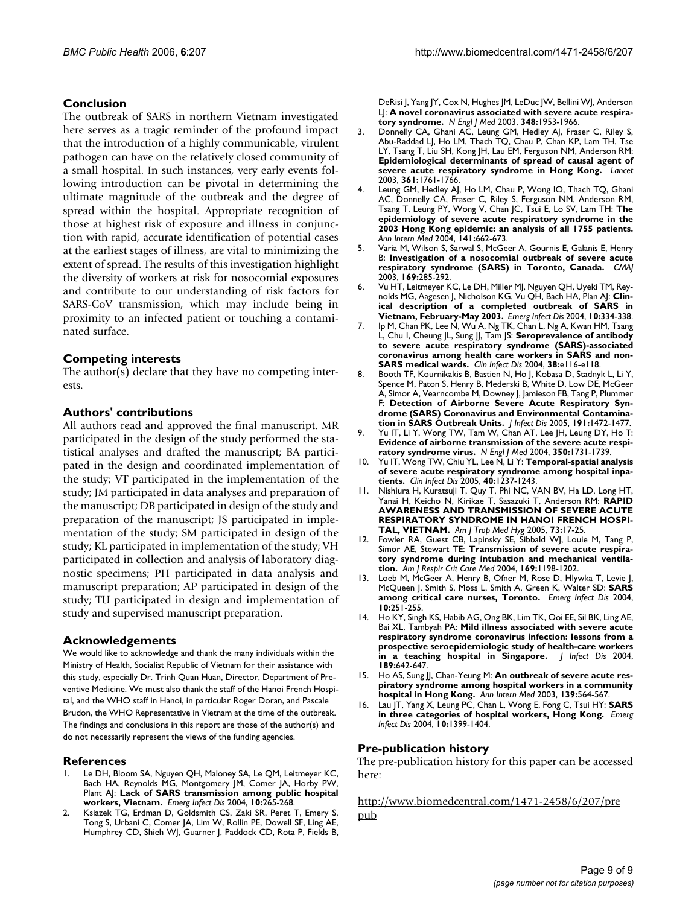## Conclusion

The outbreak of SARS in northern Vietnam investigated here serves as a tragic reminder of the profound impact that the introduction of a highly communicable, virulent pathogen can have on the relatively closed community of a small hospital. In such instances, very early events following introduction can be pivotal in determining the ultimate magnitude of the outbreak and the degree of spread within the hospital. Appropriate recognition of those at highest risk of exposure and illness in conjunction with rapid, accurate identification of potential cases at the earliest stages of illness, are vital to minimizing the extent of spread. The results of this investigation highlight the diversity of workers at risk for nosocomial exposures and contribute to our understanding of risk factors for SARS-CoV transmission, which may include being in proximity to an infected patient or touching a contaminated surface.

## Competing interests

The author(s) declare that they have no competing interests.

## Authors' contributions

All authors read and approved the final manuscript. MR participated in the design of the study performed the statistical analyses and drafted the manuscript; BA participated in the design and coordinated implementation of the study; VT participated in the implementation of the study; JM participated in data analyses and preparation of the manuscript; DB participated in design of the study and preparation of the manuscript; JS participated in implementation of the study; SM participated in design of the study; KL participated in implementation of the study; VH participated in collection and analysis of laboratory diagnostic specimens; PH participated in data analysis and manuscript preparation; AP participated in design of the study; TU participated in design and implementation of study and supervised manuscript preparation.

## Acknowledgements

We would like to acknowledge and thank the many individuals within the Ministry of Health, Socialist Republic of Vietnam for their assistance with this study, especially Dr. Trinh Quan Huan, Director, Department of Preventive Medicine. We must also thank the staff of the Hanoi French Hospital, and the WHO staff in Hanoi, in particular Roger Doran, and Pascale Brudon, the WHO Representative in Vietnam at the time of the outbreak. The findings and conclusions in this report are those of the author(s) and do not necessarily represent the views of the funding agencies.

## References

1. Le DH, Bloom SA, Nguyen QH, Maloney SA, Le QM, Leitmeyer KC, Bach HA, Reynolds MG, Montgomery JM, Comer JA, Horby PW, Plant AJ: **Lack of SARS transmission among public hospital workers, Vietnam.** *Emerg Infect Dis* 2004, **10:**265-268.
2. Ksiazek TG, Erdman D, Goldsmith CS, Zaki SR, Peret T, Emery S, Tong S, Urbani C, Comer JA, Lim W, Rollin PE, Dowell SF, Ling AE, Humphrey CD, Shieh WJ, Guarner J, Paddock CD, Rota P, Fields B, DeRisi J, Yang JY, Cox N, Hughes JM, LeDuc JW, Bellini WJ, Anderson LJ: **A novel coronavirus associated with severe acute respiratory syndrome.** *N Engl J Med* 2003, **348:**1953-1966.
3. Donnelly CA, Ghani AC, Leung GM, Hedley AJ, Fraser C, Riley S, Abu-Raddad LJ, Ho LM, Thach TQ, Chau P, Chan KP, Lam TH, Tse LY, Tsang T, Liu SH, Kong JH, Lau EM, Ferguson NM, Anderson RM: **Epidemiological determinants of spread of causal agent of severe acute respiratory syndrome in Hong Kong.** *Lancet* 2003, **361:**1761-1766.
4. Leung GM, Hedley AJ, Ho LM, Chau P, Wong IO, Thach TQ, Ghani AC, Donnelly CA, Fraser C, Riley S, Ferguson NM, Anderson RM, Tsang T, Leung PY, Wong V, Chan JC, Tsui E, Lo SV, Lam TH: **The epidemiology of severe acute respiratory syndrome in the 2003 Hong Kong epidemic: an analysis of all 1755 patients.** *Ann Intern Med* 2004, **141:**662-673.
5. Varia M, Wilson S, Sarwal S, McGeer A, Gournis E, Galanis E, Henry B: **Investigation of a nosocomial outbreak of severe acute respiratory syndrome (SARS) in Toronto, Canada.** *CMAJ* 2003, **169:**285-292.
6. Vu HT, Leitmeyer KC, Le DH, Miller MJ, Nguyen QH, Uyeki TM, Reynolds MG, Aagesen J, Nicholson KG, Vu QH, Bach HA, Plan AJ: **Clinical description of a completed outbreak of SARS in Vietnam, February-May 2003.** *Emerg Infect Dis* 2004, **10:**334-338.
7. Ip M, Chan PK, Lee N, Wu A, Ng TK, Chan L, Ng A, Kwan HM, Tsang L, Chu I, Cheung JL, Sung JJ, Tam JS: **Seroprevalence of antibody to severe acute respiratory syndrome (SARS)-associated coronavirus among health care workers in SARS and non-SARS medical wards.** *Clin Infect Dis* 2004, **38:**e116-e118.
8. Booth TF, Kournikakis B, Bastien N, Ho J, Kobasa D, Stadnyk L, Li Y, Spence M, Paton S, Henry B, Mederski B, White D, Low DE, McGeer A, Simor A, Vearncombe M, Downey J, Jamieson FB, Tang P, Plummer F: **Detection of Airborne Severe Acute Respiratory Syndrome (SARS) Coronavirus and Environmental Contamination in SARS Outbreak Units.** *J Infect Dis* 2005, **191:**1472-1477.
9. Yu IT, Li Y, Wong TW, Tam W, Chan AT, Lee JH, Leung DY, Ho T: **Evidence of airborne transmission of the severe acute respiratory syndrome virus.** *N Engl J Med* 2004, **350:**1731-1739.
10. Yu IT, Wong TW, Chiu YL, Lee N, Li Y: **Temporal-spatial analysis of severe acute respiratory syndrome among hospital inpatients.** *Clin Infect Dis* 2005, **40:**1237-1243.
11. Nishiura H, Kuratsuji T, Quy T, Phi NC, VAN BV, Ha LD, Long HT, Yanai H, Keicho N, Kirikae T, Sasazuki T, Anderson RM: **RAPID AWARENESS AND TRANSMISSION OF SEVERE ACUTE RESPIRATORY SYNDROME IN HANOI FRENCH HOSPITAL, VIETNAM.** *Am J Trop Med Hyg* 2005, **73:**17-25.
12. Fowler RA, Guest CB, Lapinsky SE, Sibbald WJ, Louie M, Tang P, Simor AE, Stewart TE: **Transmission of severe acute respiratory syndrome during intubation and mechanical ventilation.** *Am J Respir Crit Care Med* 2004, **169:**1198-1202.
13. Loeb M, McGeer A, Henry B, Ofner M, Rose D, Hlywka T, Levie J, McQueen J, Smith S, Moss L, Smith A, Green K, Walter SD: **SARS among critical care nurses, Toronto.** *Emerg Infect Dis* 2004, **10:**251-255.
14. Ho KY, Singh KS, Habib AG, Ong BK, Lim TK, Ooi EE, Sil BK, Ling AE, Bai XL, Tambyah PA: **Mild illness associated with severe acute respiratory syndrome coronavirus infection: lessons from a prospective seroepidemiologic study of health-care workers in a teaching hospital in Singapore.** *J Infect Dis* 2004, **189:**642-647.
15. Ho AS, Sung JJ, Chan-Yeung M: **An outbreak of severe acute respiratory syndrome among hospital workers in a community hospital in Hong Kong.** *Ann Intern Med* 2003, **139:**564-567.
16. Lau JT, Yang X, Leung PC, Chan L, Wong E, Fong C, Tsui HY: **SARS in three categories of hospital workers, Hong Kong.** *Emerg Infect Dis* 2004, **10:**1399-1404.

## Pre-publication history

The pre-publication history for this paper can be accessed here:

http://www.biomedcentral.com/1471-2458/6/207/prepub